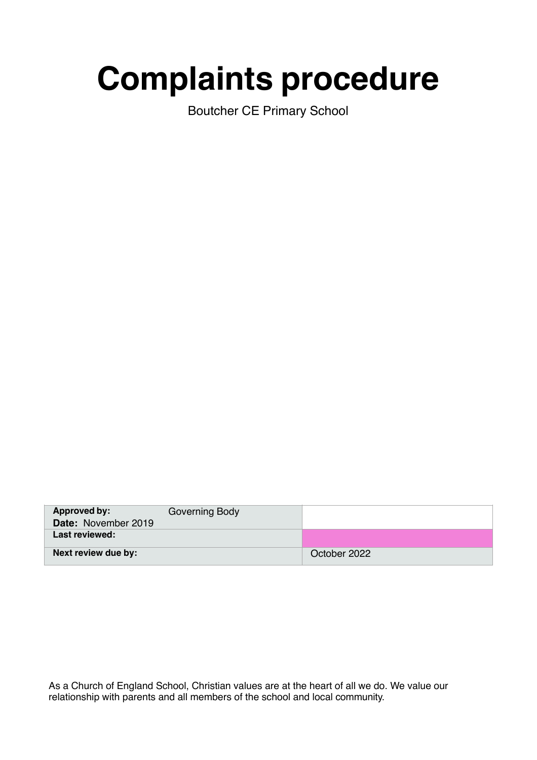# Complaints procedure

Boutcher CE Primary School

| **Approved by:** Governing Body<br>**Date:** November 2019 | |
|---|---|
| **Last reviewed:** | |
| **Next review due by:** | October 2022 |

As a Church of England School, Christian values are at the heart of all we do. We value our relationship with parents and all members of the school and local community.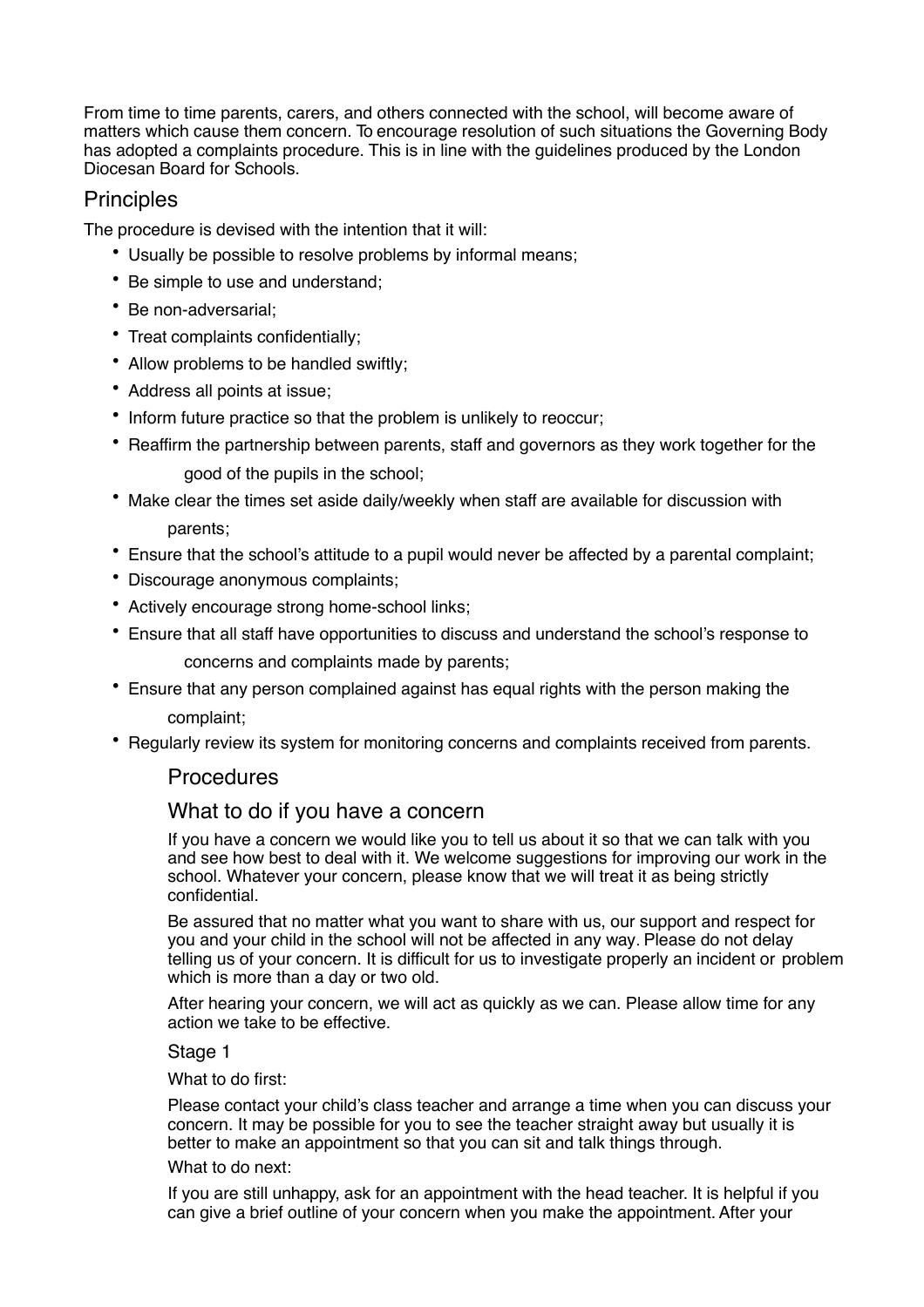From time to time parents, carers, and others connected with the school, will become aware of matters which cause them concern. To encourage resolution of such situations the Governing Body has adopted a complaints procedure. This is in line with the guidelines produced by the London Diocesan Board for Schools.

## Principles

The procedure is devised with the intention that it will:

- Usually be possible to resolve problems by informal means;
- Be simple to use and understand;
- Be non-adversarial;
- Treat complaints confidentially;
- Allow problems to be handled swiftly;
- Address all points at issue;
- Inform future practice so that the problem is unlikely to reoccur;
- Reaffirm the partnership between parents, staff and governors as they work together for the good of the pupils in the school;
- Make clear the times set aside daily/weekly when staff are available for discussion with parents;
- Ensure that the school's attitude to a pupil would never be affected by a parental complaint;
- Discourage anonymous complaints;
- Actively encourage strong home-school links;
- Ensure that all staff have opportunities to discuss and understand the school's response to concerns and complaints made by parents;
- Ensure that any person complained against has equal rights with the person making the complaint;
- Regularly review its system for monitoring concerns and complaints received from parents.

## Procedures

## What to do if you have a concern

If you have a concern we would like you to tell us about it so that we can talk with you and see how best to deal with it. We welcome suggestions for improving our work in the school. Whatever your concern, please know that we will treat it as being strictly confidential.

Be assured that no matter what you want to share with us, our support and respect for you and your child in the school will not be affected in any way. Please do not delay telling us of your concern. It is difficult for us to investigate properly an incident or problem which is more than a day or two old.

After hearing your concern, we will act as quickly as we can. Please allow time for any action we take to be effective.

### Stage 1

What to do first:

Please contact your child's class teacher and arrange a time when you can discuss your concern. It may be possible for you to see the teacher straight away but usually it is better to make an appointment so that you can sit and talk things through.

What to do next:

If you are still unhappy, ask for an appointment with the head teacher. It is helpful if you can give a brief outline of your concern when you make the appointment. After your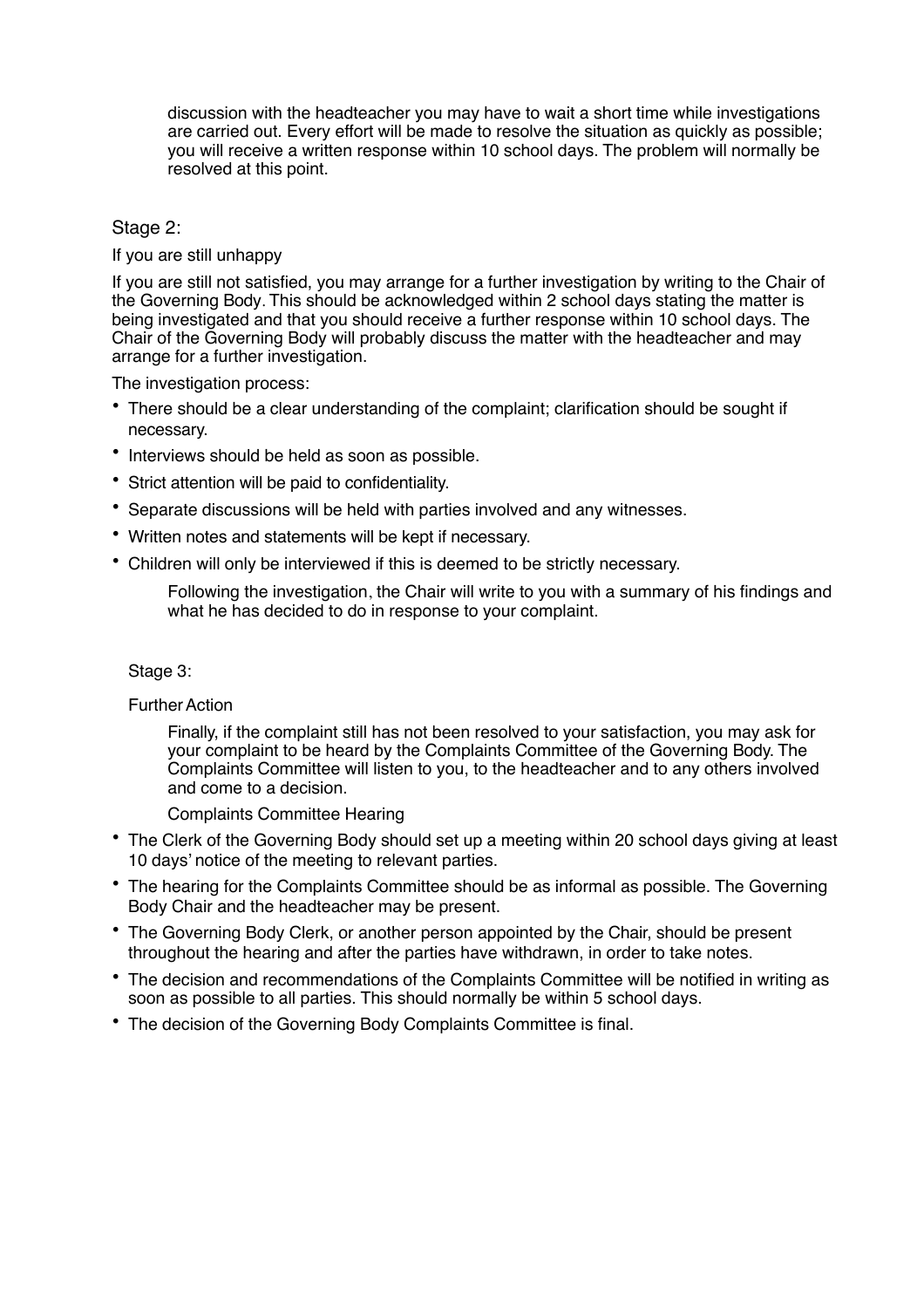discussion with the headteacher you may have to wait a short time while investigations are carried out. Every effort will be made to resolve the situation as quickly as possible; you will receive a written response within 10 school days. The problem will normally be resolved at this point.

## Stage 2:

If you are still unhappy

If you are still not satisfied, you may arrange for a further investigation by writing to the Chair of the Governing Body. This should be acknowledged within 2 school days stating the matter is being investigated and that you should receive a further response within 10 school days. The Chair of the Governing Body will probably discuss the matter with the headteacher and may arrange for a further investigation.

The investigation process:

- There should be a clear understanding of the complaint; clarification should be sought if necessary.
- Interviews should be held as soon as possible.
- Strict attention will be paid to confidentiality.
- Separate discussions will be held with parties involved and any witnesses.
- Written notes and statements will be kept if necessary.
- Children will only be interviewed if this is deemed to be strictly necessary.

Following the investigation, the Chair will write to you with a summary of his findings and what he has decided to do in response to your complaint.

## Stage 3:

Further Action

Finally, if the complaint still has not been resolved to your satisfaction, you may ask for your complaint to be heard by the Complaints Committee of the Governing Body. The Complaints Committee will listen to you, to the headteacher and to any others involved and come to a decision.

Complaints Committee Hearing

- The Clerk of the Governing Body should set up a meeting within 20 school days giving at least 10 days' notice of the meeting to relevant parties.
- The hearing for the Complaints Committee should be as informal as possible. The Governing Body Chair and the headteacher may be present.
- The Governing Body Clerk, or another person appointed by the Chair, should be present throughout the hearing and after the parties have withdrawn, in order to take notes.
- The decision and recommendations of the Complaints Committee will be notified in writing as soon as possible to all parties. This should normally be within 5 school days.
- The decision of the Governing Body Complaints Committee is final.